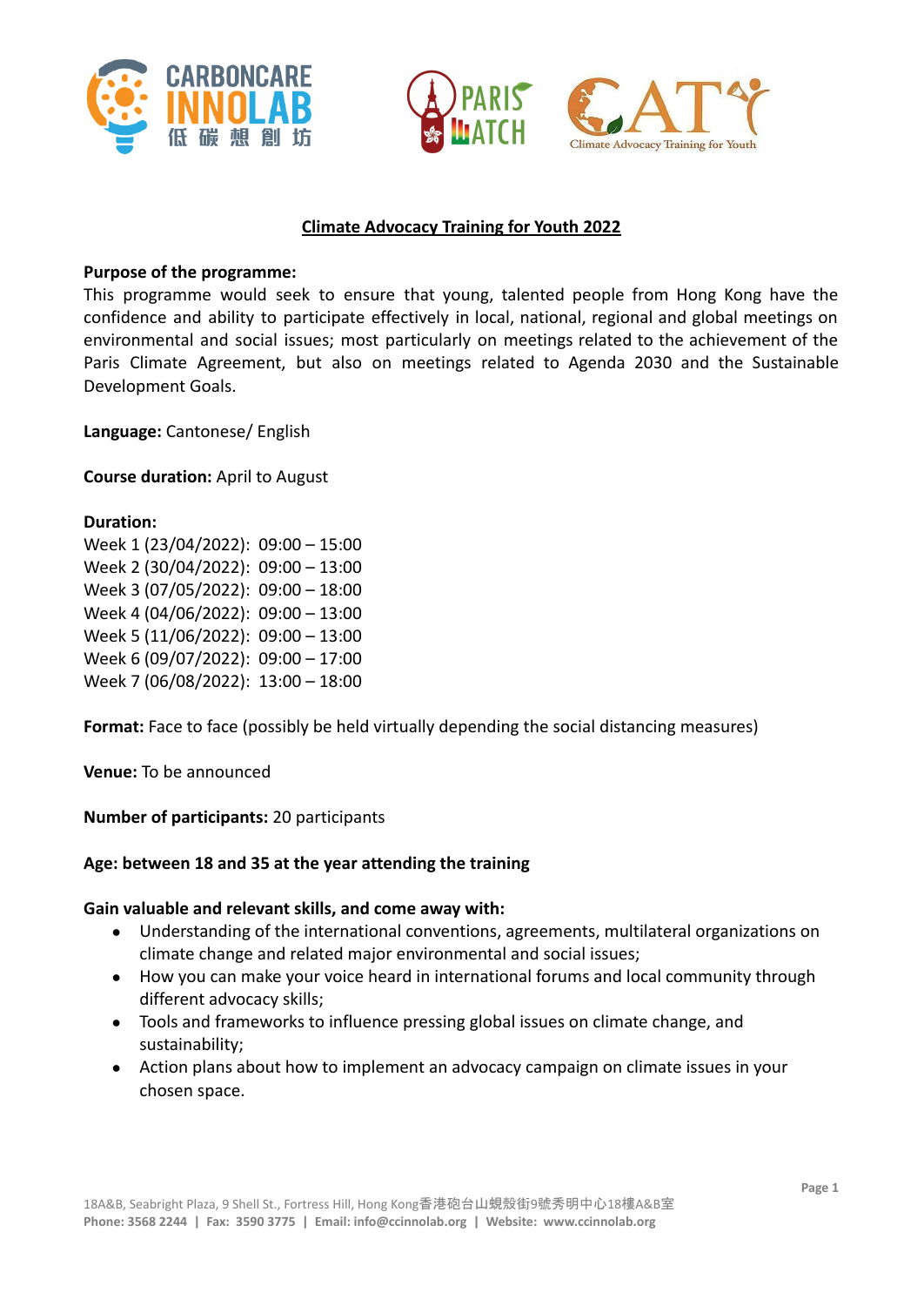# Climate Advocacy Training for Youth 2022

**Purpose of the programme:**
This programme would seek to ensure that young, talented people from Hong Kong have the confidence and ability to participate effectively in local, national, regional and global meetings on environmental and social issues; most particularly on meetings related to the achievement of the Paris Climate Agreement, but also on meetings related to Agenda 2030 and the Sustainable Development Goals.

**Language:** Cantonese/ English

**Course duration:** April to August

**Duration:**
Week 1 (23/04/2022): 09:00 – 15:00
Week 2 (30/04/2022): 09:00 – 13:00
Week 3 (07/05/2022): 09:00 – 18:00
Week 4 (04/06/2022): 09:00 – 13:00
Week 5 (11/06/2022): 09:00 – 13:00
Week 6 (09/07/2022): 09:00 – 17:00
Week 7 (06/08/2022): 13:00 – 18:00

**Format:** Face to face (possibly be held virtually depending the social distancing measures)

**Venue:** To be announced

**Number of participants:** 20 participants

**Age: between 18 and 35 at the year attending the training**

**Gain valuable and relevant skills, and come away with:**

- Understanding of the international conventions, agreements, multilateral organizations on climate change and related major environmental and social issues;
- How you can make your voice heard in international forums and local community through different advocacy skills;
- Tools and frameworks to influence pressing global issues on climate change, and sustainability;
- Action plans about how to implement an advocacy campaign on climate issues in your chosen space.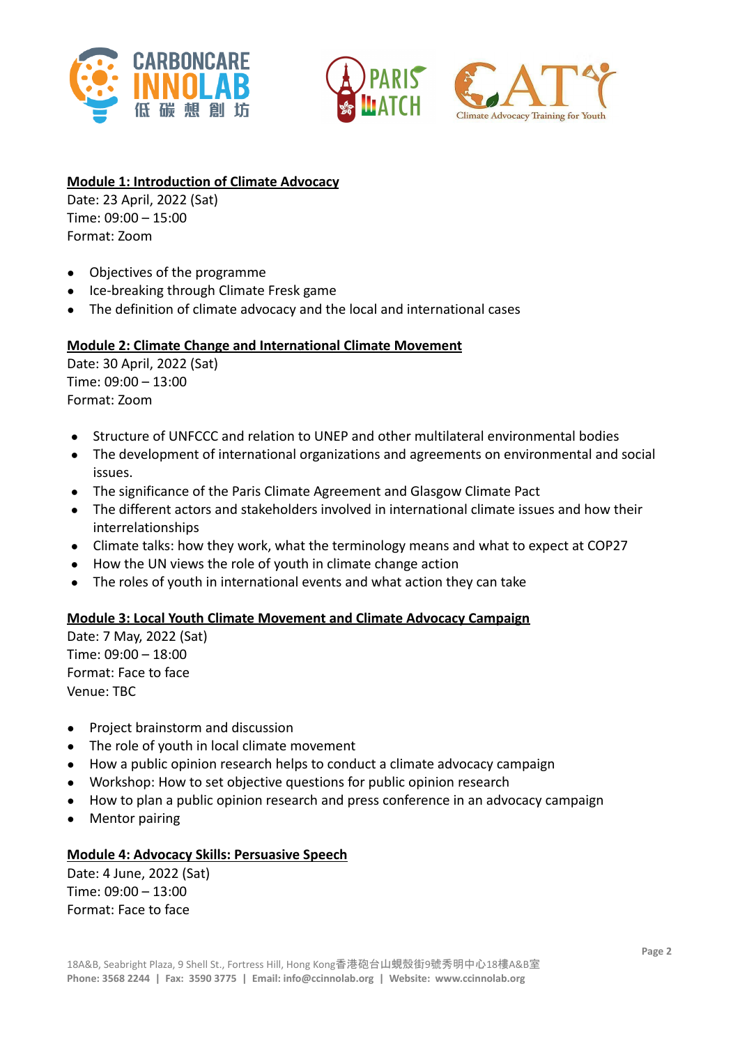**Module 1: Introduction of Climate Advocacy**

Date: 23 April, 2022 (Sat)
Time: 09:00 – 15:00
Format: Zoom

- Objectives of the programme
- Ice-breaking through Climate Fresk game
- The definition of climate advocacy and the local and international cases

**Module 2: Climate Change and International Climate Movement**

Date: 30 April, 2022 (Sat)
Time: 09:00 – 13:00
Format: Zoom

- Structure of UNFCCC and relation to UNEP and other multilateral environmental bodies
- The development of international organizations and agreements on environmental and social issues.
- The significance of the Paris Climate Agreement and Glasgow Climate Pact
- The different actors and stakeholders involved in international climate issues and how their interrelationships
- Climate talks: how they work, what the terminology means and what to expect at COP27
- How the UN views the role of youth in climate change action
- The roles of youth in international events and what action they can take

**Module 3: Local Youth Climate Movement and Climate Advocacy Campaign**

Date: 7 May, 2022 (Sat)
Time: 09:00 – 18:00
Format: Face to face
Venue: TBC

- Project brainstorm and discussion
- The role of youth in local climate movement
- How a public opinion research helps to conduct a climate advocacy campaign
- Workshop: How to set objective questions for public opinion research
- How to plan a public opinion research and press conference in an advocacy campaign
- Mentor pairing

**Module 4: Advocacy Skills: Persuasive Speech**

Date: 4 June, 2022 (Sat)
Time: 09:00 – 13:00
Format: Face to face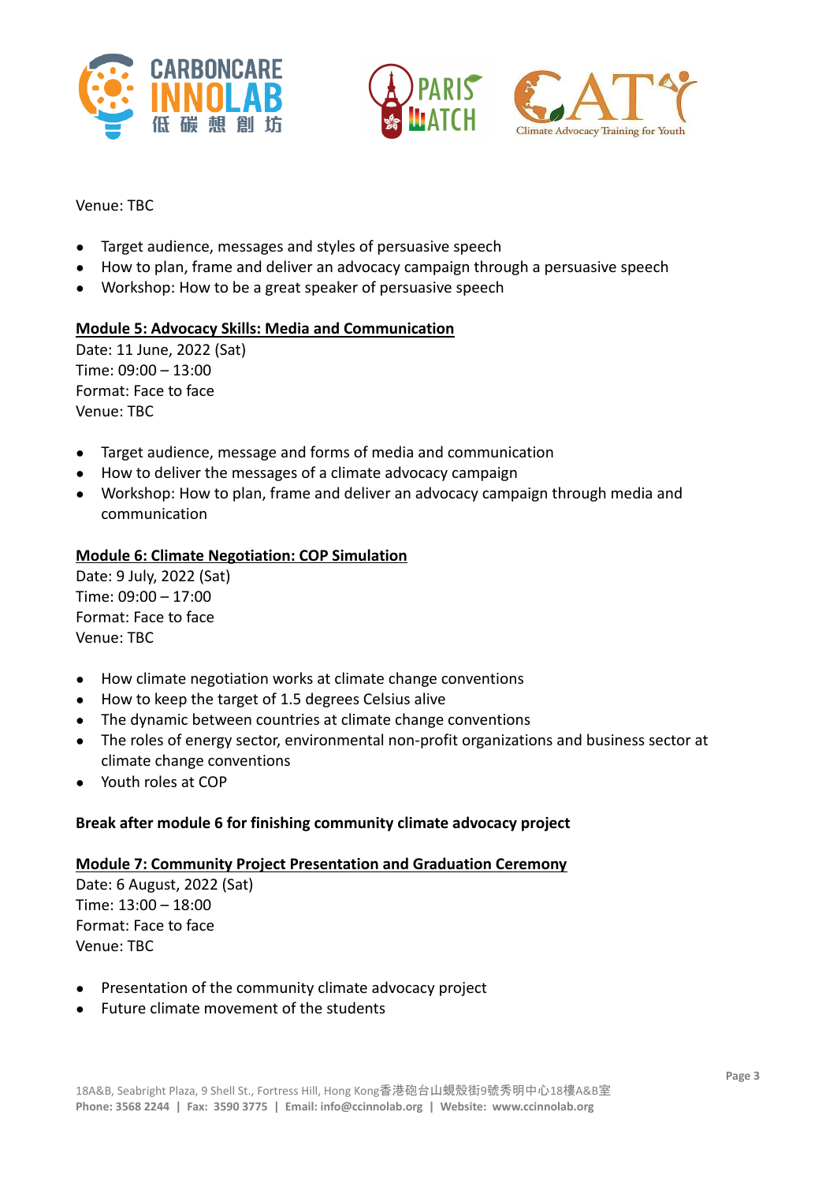Venue: TBC

- Target audience, messages and styles of persuasive speech
- How to plan, frame and deliver an advocacy campaign through a persuasive speech
- Workshop: How to be a great speaker of persuasive speech

**Module 5: Advocacy Skills: Media and Communication**

Date: 11 June, 2022 (Sat)
Time: 09:00 – 13:00
Format: Face to face
Venue: TBC

- Target audience, message and forms of media and communication
- How to deliver the messages of a climate advocacy campaign
- Workshop: How to plan, frame and deliver an advocacy campaign through media and communication

**Module 6: Climate Negotiation: COP Simulation**

Date: 9 July, 2022 (Sat)
Time: 09:00 – 17:00
Format: Face to face
Venue: TBC

- How climate negotiation works at climate change conventions
- How to keep the target of 1.5 degrees Celsius alive
- The dynamic between countries at climate change conventions
- The roles of energy sector, environmental non-profit organizations and business sector at climate change conventions
- Youth roles at COP

**Break after module 6 for finishing community climate advocacy project**

**Module 7: Community Project Presentation and Graduation Ceremony**

Date: 6 August, 2022 (Sat)
Time: 13:00 – 18:00
Format: Face to face
Venue: TBC

- Presentation of the community climate advocacy project
- Future climate movement of the students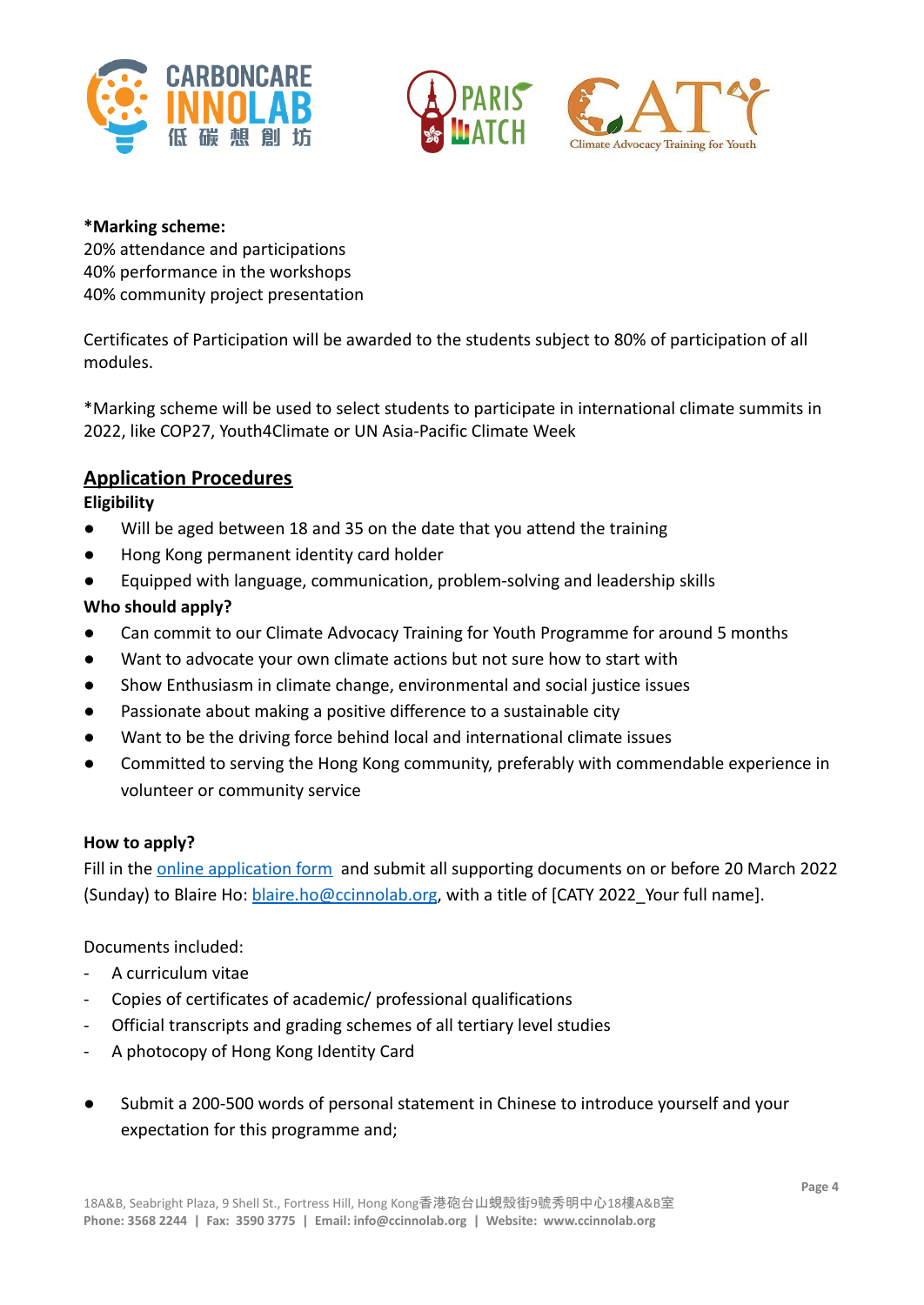**\*Marking scheme:**
20% attendance and participations
40% performance in the workshops
40% community project presentation

Certificates of Participation will be awarded to the students subject to 80% of participation of all modules.

*Marking scheme will be used to select students to participate in international climate summits in 2022, like COP27, Youth4Climate or UN Asia-Pacific Climate Week

## Application Procedures

**Eligibility**

- Will be aged between 18 and 35 on the date that you attend the training
- Hong Kong permanent identity card holder
- Equipped with language, communication, problem-solving and leadership skills

**Who should apply?**

- Can commit to our Climate Advocacy Training for Youth Programme for around 5 months
- Want to advocate your own climate actions but not sure how to start with
- Show Enthusiasm in climate change, environmental and social justice issues
- Passionate about making a positive difference to a sustainable city
- Want to be the driving force behind local and international climate issues
- Committed to serving the Hong Kong community, preferably with commendable experience in volunteer or community service

**How to apply?**

Fill in the online application form and submit all supporting documents on or before 20 March 2022 (Sunday) to Blaire Ho: blaire.ho@ccinnolab.org, with a title of [CATY 2022_Your full name].

Documents included:

- A curriculum vitae
- Copies of certificates of academic/ professional qualifications
- Official transcripts and grading schemes of all tertiary level studies
- A photocopy of Hong Kong Identity Card

- Submit a 200-500 words of personal statement in Chinese to introduce yourself and your expectation for this programme and;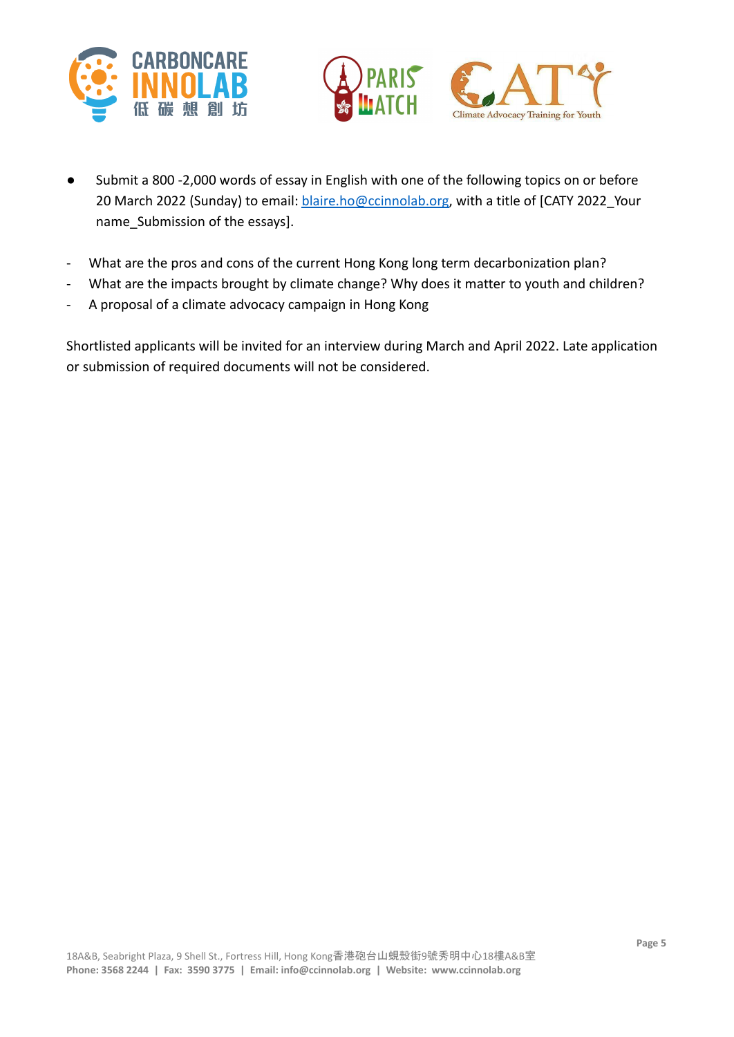- Submit a 800 -2,000 words of essay in English with one of the following topics on or before 20 March 2022 (Sunday) to email: [blaire.ho@ccinnolab.org](mailto:blaire.ho@ccinnolab.org), with a title of [CATY 2022_Your name_Submission of the essays].

- What are the pros and cons of the current Hong Kong long term decarbonization plan?
- What are the impacts brought by climate change? Why does it matter to youth and children?
- A proposal of a climate advocacy campaign in Hong Kong

Shortlisted applicants will be invited for an interview during March and April 2022. Late application or submission of required documents will not be considered.